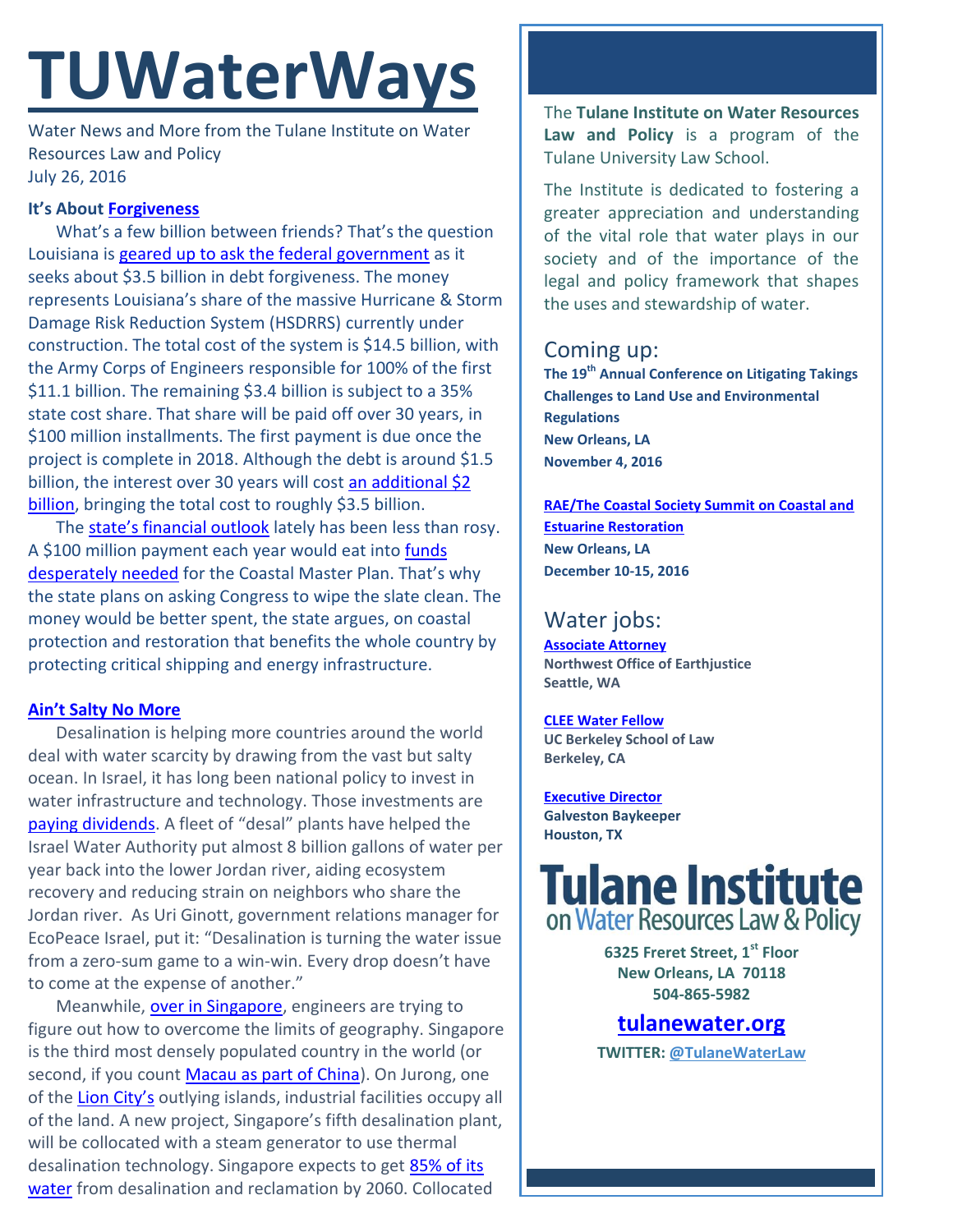# TUWaterWays

Water News and More from the Tulane Institute on Water Resources Law and Policy
July 26, 2016

### It's About Forgiveness

What's a few billion between friends? That's the question Louisiana is geared up to ask the federal government as it seeks about $3.5 billion in debt forgiveness. The money represents Louisiana's share of the massive Hurricane & Storm Damage Risk Reduction System (HSDRRS) currently under construction. The total cost of the system is $14.5 billion, with the Army Corps of Engineers responsible for 100% of the first $11.1 billion. The remaining $3.4 billion is subject to a 35% state cost share. That share will be paid off over 30 years, in $100 million installments. The first payment is due once the project is complete in 2018. Although the debt is around $1.5 billion, the interest over 30 years will cost an additional $2 billion, bringing the total cost to roughly $3.5 billion.

The state's financial outlook lately has been less than rosy. A $100 million payment each year would eat into funds desperately needed for the Coastal Master Plan. That's why the state plans on asking Congress to wipe the slate clean. The money would be better spent, the state argues, on coastal protection and restoration that benefits the whole country by protecting critical shipping and energy infrastructure.

### Ain't Salty No More

Desalination is helping more countries around the world deal with water scarcity by drawing from the vast but salty ocean. In Israel, it has long been national policy to invest in water infrastructure and technology. Those investments are paying dividends. A fleet of "desal" plants have helped the Israel Water Authority put almost 8 billion gallons of water per year back into the lower Jordan river, aiding ecosystem recovery and reducing strain on neighbors who share the Jordan river. As Uri Ginott, government relations manager for EcoPeace Israel, put it: "Desalination is turning the water issue from a zero-sum game to a win-win. Every drop doesn't have to come at the expense of another."

Meanwhile, over in Singapore, engineers are trying to figure out how to overcome the limits of geography. Singapore is the third most densely populated country in the world (or second, if you count Macau as part of China). On Jurong, one of the Lion City's outlying islands, industrial facilities occupy all of the land. A new project, Singapore's fifth desalination plant, will be collocated with a steam generator to use thermal desalination technology. Singapore expects to get 85% of its water from desalination and reclamation by 2060. Collocated

---

The **Tulane Institute on Water Resources Law and Policy** is a program of the Tulane University Law School.

The Institute is dedicated to fostering a greater appreciation and understanding of the vital role that water plays in our society and of the importance of the legal and policy framework that shapes the uses and stewardship of water.

## Coming up:

**The 19th Annual Conference on Litigating Takings Challenges to Land Use and Environmental Regulations**
**New Orleans, LA**
**November 4, 2016**

**RAE/The Coastal Society Summit on Coastal and Estuarine Restoration**
**New Orleans, LA**
**December 10-15, 2016**

## Water jobs:

**Associate Attorney**
**Northwest Office of Earthjustice**
**Seattle, WA**

**CLEE Water Fellow**
**UC Berkeley School of Law**
**Berkeley, CA**

**Executive Director**
**Galveston Baykeeper**
**Houston, TX**

**Tulane Institute on Water Resources Law & Policy**

**6325 Freret Street, 1st Floor**
**New Orleans, LA 70118**
**504-865-5982**

**tulanewater.org**

**TWITTER: @TulaneWaterLaw**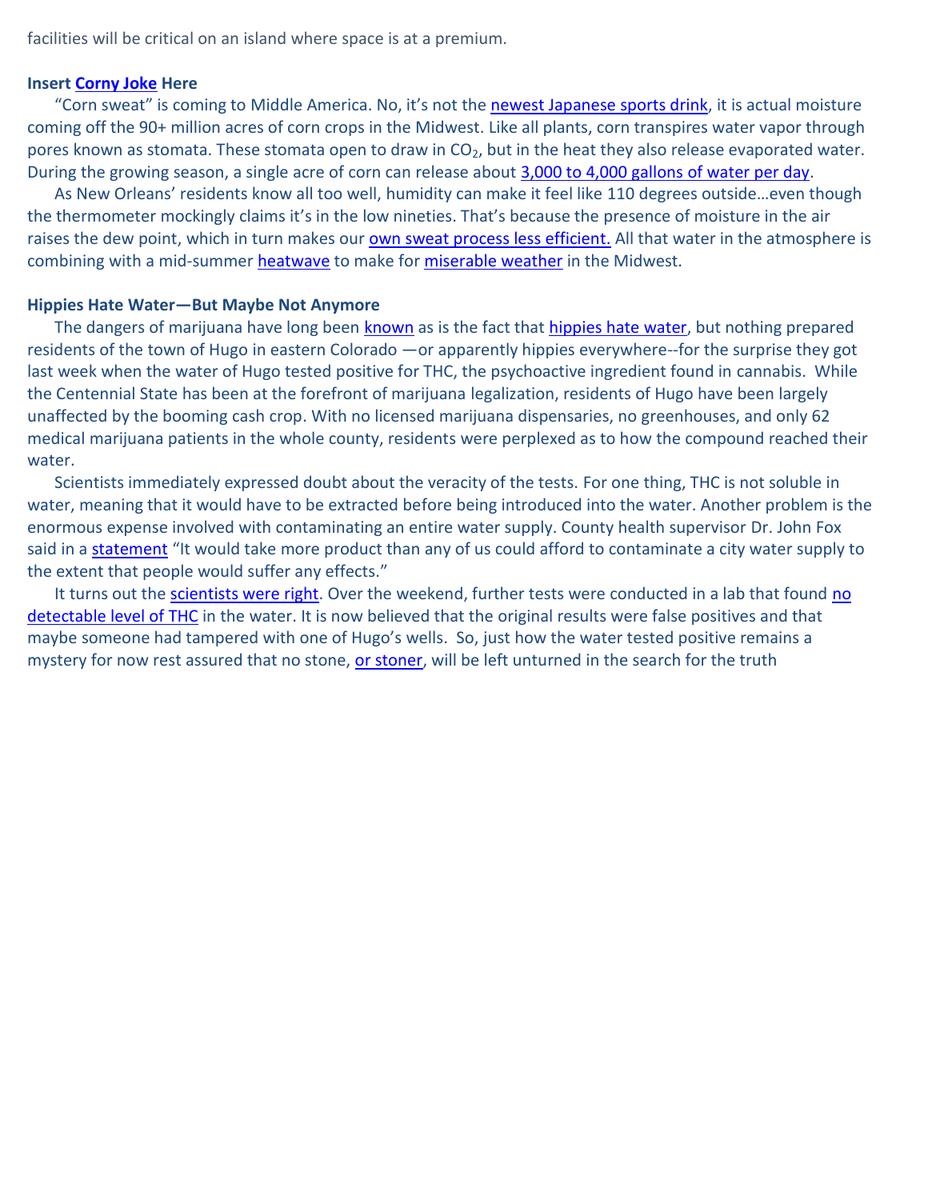facilities will be critical on an island where space is at a premium.

**Insert Corny Joke Here**

"Corn sweat" is coming to Middle America. No, it's not the newest Japanese sports drink, it is actual moisture coming off the 90+ million acres of corn crops in the Midwest. Like all plants, corn transpires water vapor through pores known as stomata. These stomata open to draw in $CO_2$, but in the heat they also release evaporated water. During the growing season, a single acre of corn can release about 3,000 to 4,000 gallons of water per day.

As New Orleans' residents know all too well, humidity can make it feel like 110 degrees outside…even though the thermometer mockingly claims it's in the low nineties. That's because the presence of moisture in the air raises the dew point, which in turn makes our own sweat process less efficient. All that water in the atmosphere is combining with a mid-summer heatwave to make for miserable weather in the Midwest.

**Hippies Hate Water—But Maybe Not Anymore**

The dangers of marijuana have long been known as is the fact that hippies hate water, but nothing prepared residents of the town of Hugo in eastern Colorado —or apparently hippies everywhere--for the surprise they got last week when the water of Hugo tested positive for THC, the psychoactive ingredient found in cannabis. While the Centennial State has been at the forefront of marijuana legalization, residents of Hugo have been largely unaffected by the booming cash crop. With no licensed marijuana dispensaries, no greenhouses, and only 62 medical marijuana patients in the whole county, residents were perplexed as to how the compound reached their water.

Scientists immediately expressed doubt about the veracity of the tests. For one thing, THC is not soluble in water, meaning that it would have to be extracted before being introduced into the water. Another problem is the enormous expense involved with contaminating an entire water supply. County health supervisor Dr. John Fox said in a statement "It would take more product than any of us could afford to contaminate a city water supply to the extent that people would suffer any effects."

It turns out the scientists were right. Over the weekend, further tests were conducted in a lab that found no detectable level of THC in the water. It is now believed that the original results were false positives and that maybe someone had tampered with one of Hugo's wells. So, just how the water tested positive remains a mystery for now rest assured that no stone, or stoner, will be left unturned in the search for the truth